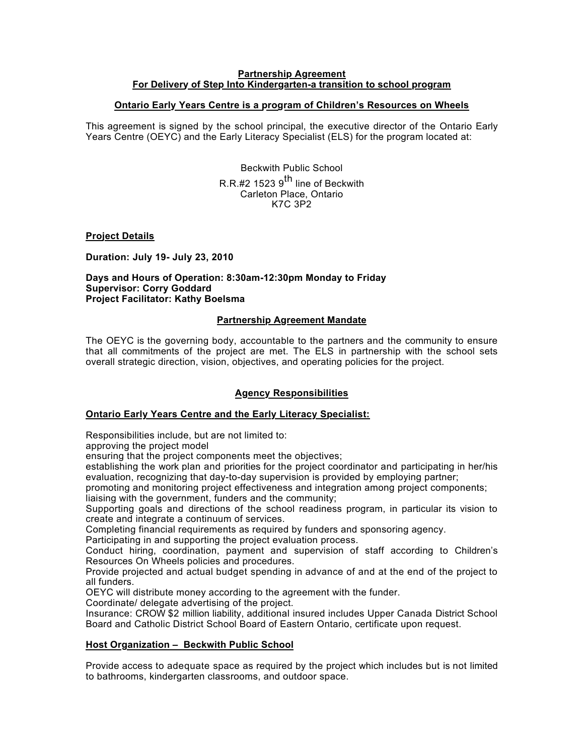**Partnership Agreement**
**For Delivery of Step Into Kindergarten-a transition to school program**

**Ontario Early Years Centre is a program of Children's Resources on Wheels**

This agreement is signed by the school principal, the executive director of the Ontario Early Years Centre (OEYC) and the Early Literacy Specialist (ELS) for the program located at:

Beckwith Public School
R.R.#2 1523 9th line of Beckwith
Carleton Place, Ontario
K7C 3P2

**Project Details**

**Duration: July 19- July 23, 2010**

**Days and Hours of Operation: 8:30am-12:30pm Monday to Friday**
**Supervisor: Corry Goddard**
**Project Facilitator: Kathy Boelsma**

**Partnership Agreement Mandate**

The OEYC is the governing body, accountable to the partners and the community to ensure that all commitments of the project are met. The ELS in partnership with the school sets overall strategic direction, vision, objectives, and operating policies for the project.

**Agency Responsibilities**

**Ontario Early Years Centre and the Early Literacy Specialist:**

Responsibilities include, but are not limited to:
approving the project model
ensuring that the project components meet the objectives;
establishing the work plan and priorities for the project coordinator and participating in her/his evaluation, recognizing that day-to-day supervision is provided by employing partner;
promoting and monitoring project effectiveness and integration among project components;
liaising with the government, funders and the community;
Supporting goals and directions of the school readiness program, in particular its vision to create and integrate a continuum of services.
Completing financial requirements as required by funders and sponsoring agency.
Participating in and supporting the project evaluation process.
Conduct hiring, coordination, payment and supervision of staff according to Children's Resources On Wheels policies and procedures.
Provide projected and actual budget spending in advance of and at the end of the project to all funders.
OEYC will distribute money according to the agreement with the funder.
Coordinate/ delegate advertising of the project.
Insurance: CROW $2 million liability, additional insured includes Upper Canada District School Board and Catholic District School Board of Eastern Ontario, certificate upon request.

**Host Organization – Beckwith Public School**

Provide access to adequate space as required by the project which includes but is not limited to bathrooms, kindergarten classrooms, and outdoor space.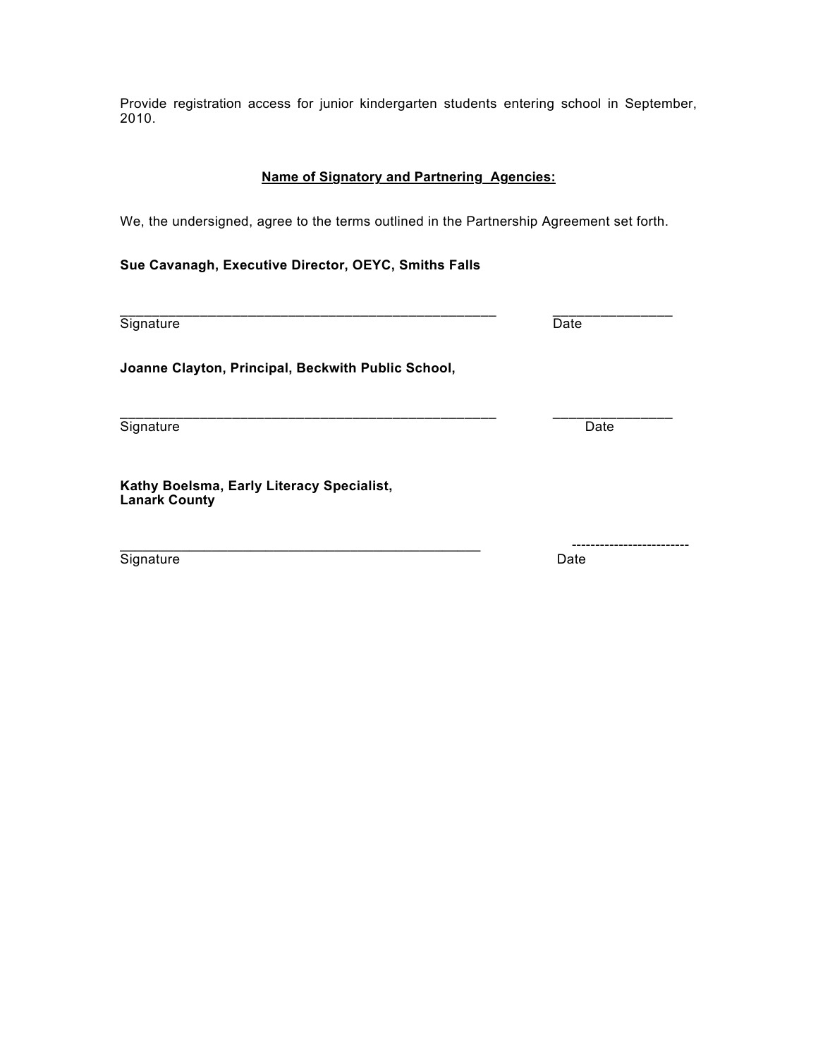Provide registration access for junior kindergarten students entering school in September, 2010.

**Name of Signatory and Partnering Agencies:**

We, the undersigned, agree to the terms outlined in the Partnership Agreement set forth.

**Sue Cavanagh, Executive Director, OEYC, Smiths Falls**

_________________________________________________ _______________
Signature Date

**Joanne Clayton, Principal, Beckwith Public School,**

_________________________________________________ _______________
Signature Date

**Kathy Boelsma, Early Literacy Specialist,**
**Lanark County**

_______________________________________________ -------------------------
Signature Date